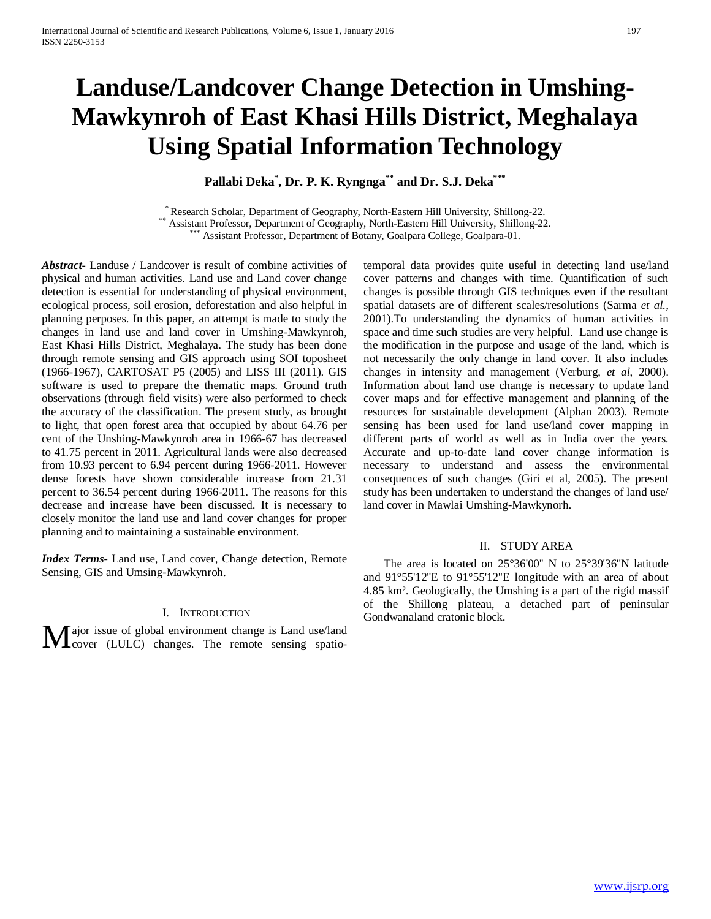# Landuse/Landcover Change Detection in Umshing-Mawkynroh of East Khasi Hills District, Meghalaya Using Spatial Information Technology

**Pallabi Deka[*], Dr. P. K. Ryngnga[**] and Dr. S.J. Deka[***]**

[*] Research Scholar, Department of Geography, North-Eastern Hill University, Shillong-22.
[**] Assistant Professor, Department of Geography, North-Eastern Hill University, Shillong-22.
[***] Assistant Professor, Department of Botany, Goalpara College, Goalpara-01.

***Abstract***- Landuse / Landcover is result of combine activities of physical and human activities. Land use and Land cover change detection is essential for understanding of physical environment, ecological process, soil erosion, deforestation and also helpful in planning perposes. In this paper, an attempt is made to study the changes in land use and land cover in Umshing-Mawkynroh, East Khasi Hills District, Meghalaya. The study has been done through remote sensing and GIS approach using SOI toposheet (1966-1967), CARTOSAT P5 (2005) and LISS III (2011). GIS software is used to prepare the thematic maps. Ground truth observations (through field visits) were also performed to check the accuracy of the classification. The present study, as brought to light, that open forest area that occupied by about 64.76 per cent of the Unshing-Mawkynroh area in 1966-67 has decreased to 41.75 percent in 2011. Agricultural lands were also decreased from 10.93 percent to 6.94 percent during 1966-2011. However dense forests have shown considerable increase from 21.31 percent to 36.54 percent during 1966-2011. The reasons for this decrease and increase have been discussed. It is necessary to closely monitor the land use and land cover changes for proper planning and to maintaining a sustainable environment.

***Index Terms***- Land use, Land cover, Change detection, Remote Sensing, GIS and Umsing-Mawkynroh.

## I. Introduction

Major issue of global environment change is Land use/land cover (LULC) changes. The remote sensing spatio-temporal data provides quite useful in detecting land use/land cover patterns and changes with time. Quantification of such changes is possible through GIS techniques even if the resultant spatial datasets are of different scales/resolutions (Sarma *et al.,* 2001).To understanding the dynamics of human activities in space and time such studies are very helpful. Land use change is the modification in the purpose and usage of the land, which is not necessarily the only change in land cover. It also includes changes in intensity and management (Verburg, *et al*, 2000). Information about land use change is necessary to update land cover maps and for effective management and planning of the resources for sustainable development (Alphan 2003). Remote sensing has been used for land use/land cover mapping in different parts of world as well as in India over the years. Accurate and up-to-date land cover change information is necessary to understand and assess the environmental consequences of such changes (Giri et al, 2005). The present study has been undertaken to understand the changes of land use/ land cover in Mawlai Umshing-Mawkynorh.

## II. Study Area

The area is located on 25°36'00" N to 25°39'36"N latitude and 91°55'12"E to 91°55'12"E longitude with an area of about 4.85 km². Geologically, the Umshing is a part of the rigid massif of the Shillong plateau, a detached part of peninsular Gondwanaland cratonic block.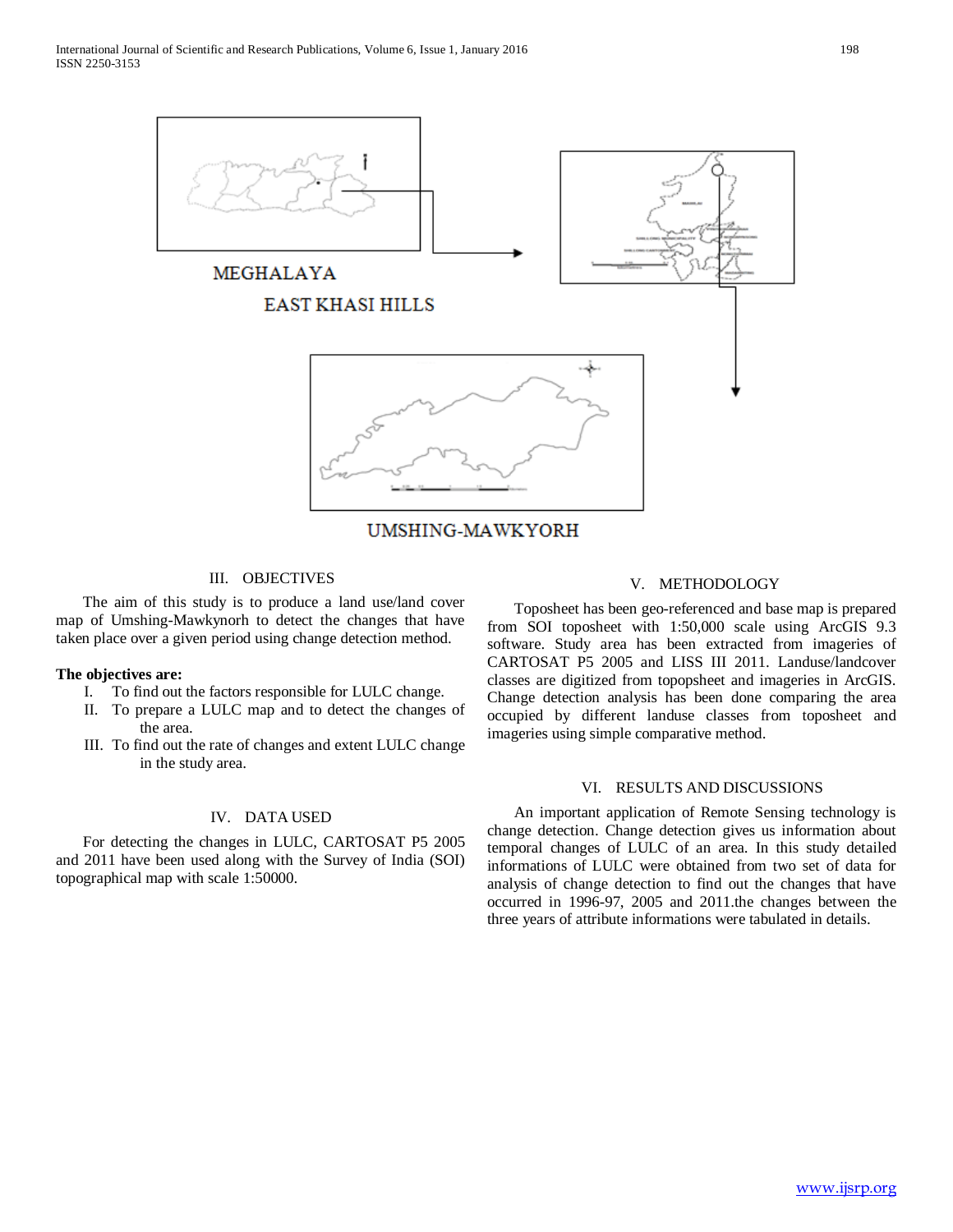MEGHALAYA

EAST KHASI HILLS

UMSHING-MAWKYORH

## III. OBJECTIVES

The aim of this study is to produce a land use/land cover map of Umshing-Mawkynorh to detect the changes that have taken place over a given period using change detection method.

**The objectives are:**

I. To find out the factors responsible for LULC change.
II. To prepare a LULC map and to detect the changes of the area.
III. To find out the rate of changes and extent LULC change in the study area.

## IV. DATA USED

For detecting the changes in LULC, CARTOSAT P5 2005 and 2011 have been used along with the Survey of India (SOI) topographical map with scale 1:50000.

## V. METHODOLOGY

Toposheet has been geo-referenced and base map is prepared from SOI toposheet with 1:50,000 scale using ArcGIS 9.3 software. Study area has been extracted from imageries of CARTOSAT P5 2005 and LISS III 2011. Landuse/landcover classes are digitized from topopsheet and imageries in ArcGIS. Change detection analysis has been done comparing the area occupied by different landuse classes from toposheet and imageries using simple comparative method.

## VI. RESULTS AND DISCUSSIONS

An important application of Remote Sensing technology is change detection. Change detection gives us information about temporal changes of LULC of an area. In this study detailed informations of LULC were obtained from two set of data for analysis of change detection to find out the changes that have occurred in 1996-97, 2005 and 2011.the changes between the three years of attribute informations were tabulated in details.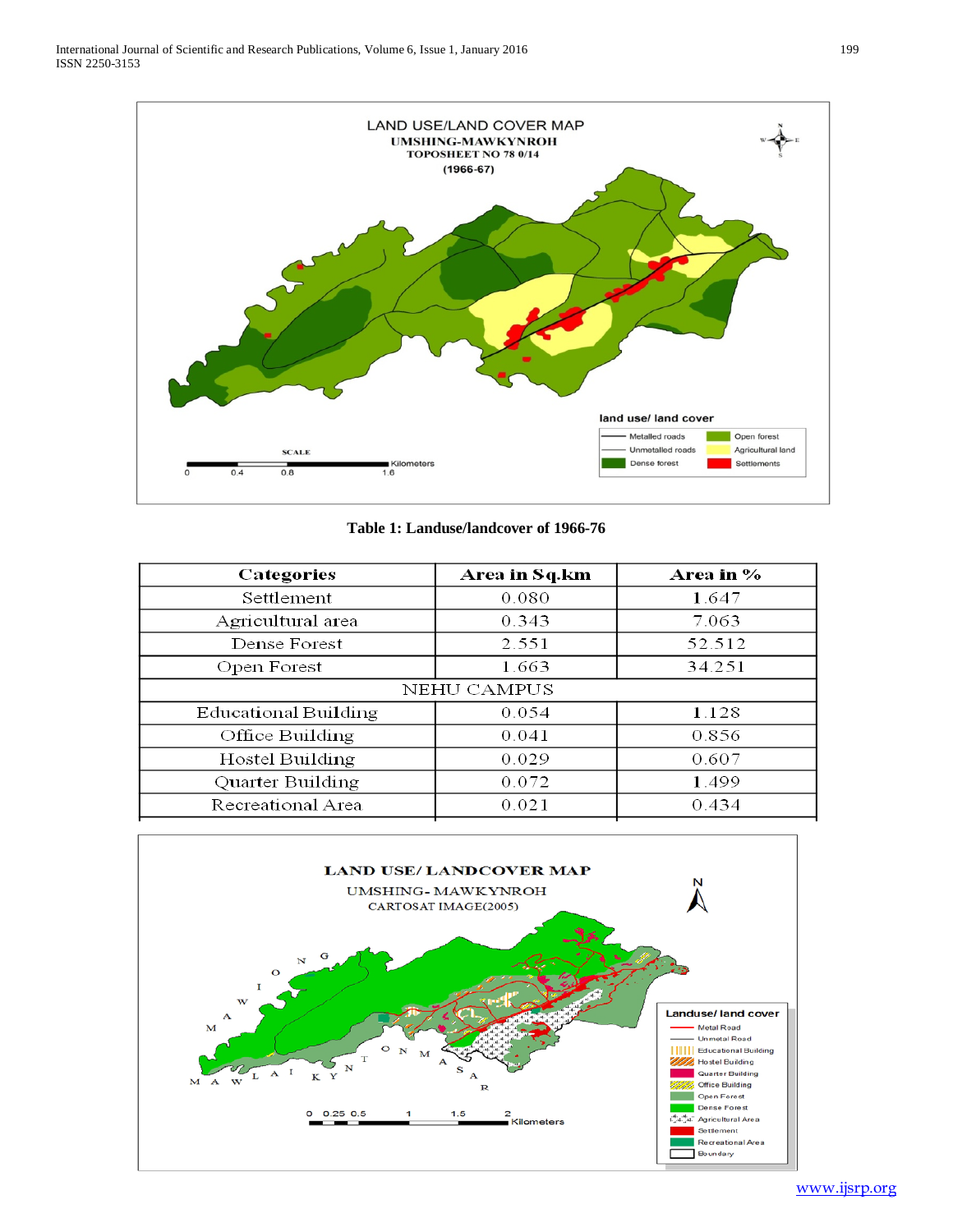**Table 1: Landuse/landcover of 1966-76**

| Categories | Area in Sq.km | Area in % |
|---|---|---|
| Settlement | 0.080 | 1.647 |
| Agricultural area | 0.343 | 7.063 |
| Dense Forest | 2.551 | 52.512 |
| Open Forest | 1.663 | 34.251 |
| NEHU CAMPUS | | |
| Educational Building | 0.054 | 1.128 |
| Office Building | 0.041 | 0.856 |
| Hostel Building | 0.029 | 0.607 |
| Quarter Building | 0.072 | 1.499 |
| Recreational Area | 0.021 | 0.434 |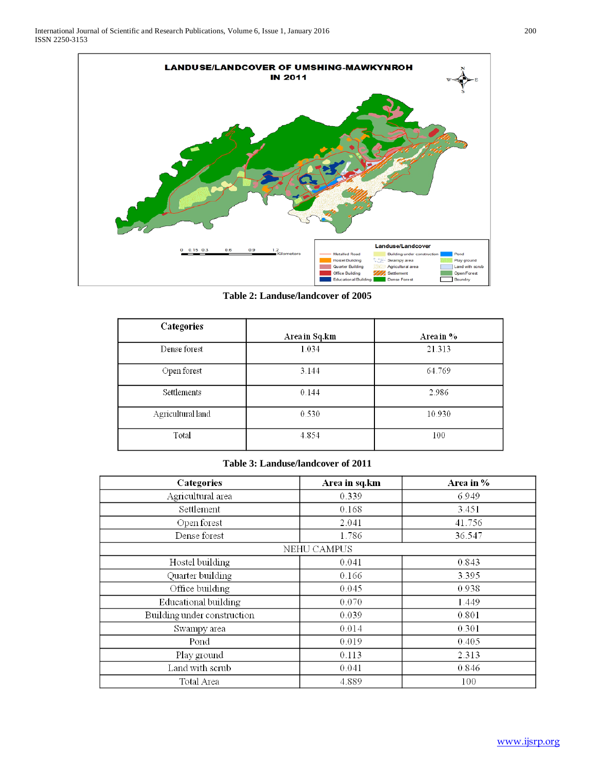Table 2: Landuse/landcover of 2005

| Categories | Area in Sq.km | Area in % |
|---|---|---|
| Dense forest | 1.034 | 21.313 |
| Open forest | 3.144 | 64.769 |
| Settlements | 0.144 | 2.986 |
| Agricultural land | 0.530 | 10.930 |
| Total | 4.854 | 100 |

Table 3: Landuse/landcover of 2011

| Categories | Area in sq.km | Area in % |
|---|---|---|
| Agricultural area | 0.339 | 6.949 |
| Settlement | 0.168 | 3.451 |
| Open forest | 2.041 | 41.756 |
| Dense forest | 1.786 | 36.547 |
| NEHU CAMPUS | | |
| Hostel building | 0.041 | 0.843 |
| Quarter building | 0.166 | 3.395 |
| Office building | 0.045 | 0.938 |
| Educational building | 0.070 | 1.449 |
| Building under construction | 0.039 | 0.801 |
| Swampy area | 0.014 | 0.301 |
| Pond | 0.019 | 0.405 |
| Play ground | 0.113 | 2.313 |
| Land with scrub | 0.041 | 0.846 |
| Total Area | 4.889 | 100 |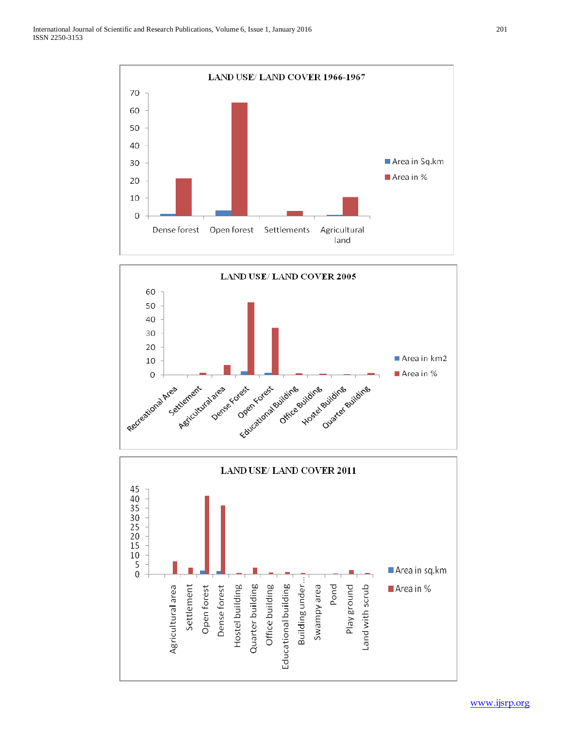**LAND USE/ LAND COVER 1966-1967**

Legend: Area in Sq.km; Area in %

Categories: Dense forest, Open forest, Settlements, Agricultural land

**LAND USE/ LAND COVER 2005**

Legend: Area in km2; Area in %

Categories: Recreational Area, Settlement, Agricultural area, Dense Forest, Open Forest, Educational Building, Office Building, Hostel Building, Quarter Building

**LAND USE/ LAND COVER 2011**

Legend: Area in sq.km; Area in %

Categories: Agricultural area, Settlement, Open forest, Dense forest, Hostel building, Quarter building, Office building, Educational building, Building under..., Swampy area, Pond, Play ground, Land with scrub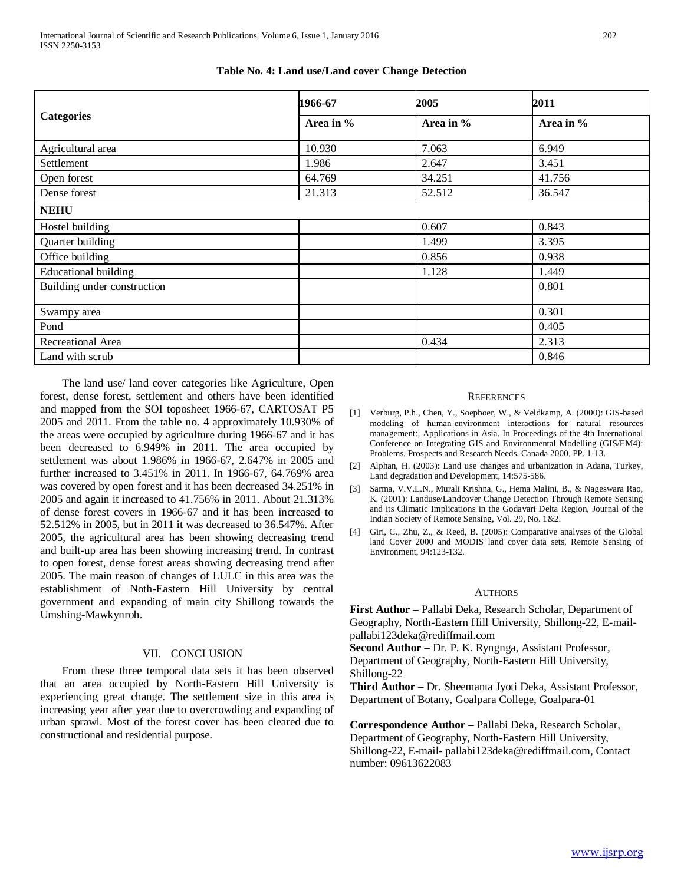**Table No. 4: Land use/Land cover Change Detection**

| Categories | 1966-67 | 2005 | 2011 |
|---|---|---|---|
| | Area in % | Area in % | Area in % |
| Agricultural area | 10.930 | 7.063 | 6.949 |
| Settlement | 1.986 | 2.647 | 3.451 |
| Open forest | 64.769 | 34.251 | 41.756 |
| Dense forest | 21.313 | 52.512 | 36.547 |
| **NEHU** | | | |
| Hostel building | | 0.607 | 0.843 |
| Quarter building | | 1.499 | 3.395 |
| Office building | | 0.856 | 0.938 |
| Educational building | | 1.128 | 1.449 |
| Building under construction | | | 0.801 |
| Swampy area | | | 0.301 |
| Pond | | | 0.405 |
| Recreational Area | | 0.434 | 2.313 |
| Land with scrub | | | 0.846 |

The land use/ land cover categories like Agriculture, Open forest, dense forest, settlement and others have been identified and mapped from the SOI toposheet 1966-67, CARTOSAT P5 2005 and 2011. From the table no. 4 approximately 10.930% of the areas were occupied by agriculture during 1966-67 and it has been decreased to 6.949% in 2011. The area occupied by settlement was about 1.986% in 1966-67, 2.647% in 2005 and further increased to 3.451% in 2011. In 1966-67, 64.769% area was covered by open forest and it has been decreased 34.251% in 2005 and again it increased to 41.756% in 2011. About 21.313% of dense forest covers in 1966-67 and it has been increased to 52.512% in 2005, but in 2011 it was decreased to 36.547%. After 2005, the agricultural area has been showing decreasing trend and built-up area has been showing increasing trend. In contrast to open forest, dense forest areas showing decreasing trend after 2005. The main reason of changes of LULC in this area was the establishment of Noth-Eastern Hill University by central government and expanding of main city Shillong towards the Umshing-Mawkynroh.

## VII. Conclusion

From these three temporal data sets it has been observed that an area occupied by North-Eastern Hill University is experiencing great change. The settlement size in this area is increasing year after year due to overcrowding and expanding of urban sprawl. Most of the forest cover has been cleared due to constructional and residential purpose.

## References

[1] Verburg, P.h., Chen, Y., Soepboer, W., & Veldkamp, A. (2000): GIS-based modeling of human-environment interactions for natural resources management:, Applications in Asia. In Proceedings of the 4th International Conference on Integrating GIS and Environmental Modelling (GIS/EM4): Problems, Prospects and Research Needs, Canada 2000, PP. 1-13.

[2] Alphan, H. (2003): Land use changes and urbanization in Adana, Turkey, Land degradation and Development, 14:575-586.

[3] Sarma, V.V.L.N., Murali Krishna, G., Hema Malini, B., & Nageswara Rao, K. (2001): Landuse/Landcover Change Detection Through Remote Sensing and its Climatic Implications in the Godavari Delta Region, Journal of the Indian Society of Remote Sensing, Vol. 29, No. 1&2.

[4] Giri, C., Zhu, Z., & Reed, B. (2005): Comparative analyses of the Global land Cover 2000 and MODIS land cover data sets, Remote Sensing of Environment, 94:123-132.

## Authors

**First Author** – Pallabi Deka, Research Scholar, Department of Geography, North-Eastern Hill University, Shillong-22, E-mail-pallabi123deka@rediffmail.com

**Second Author** – Dr. P. K. Ryngnga, Assistant Professor, Department of Geography, North-Eastern Hill University, Shillong-22

**Third Author** – Dr. Sheemanta Jyoti Deka, Assistant Professor, Department of Botany, Goalpara College, Goalpara-01

**Correspondence Author** – Pallabi Deka, Research Scholar, Department of Geography, North-Eastern Hill University, Shillong-22, E-mail- pallabi123deka@rediffmail.com, Contact number: 09613622083